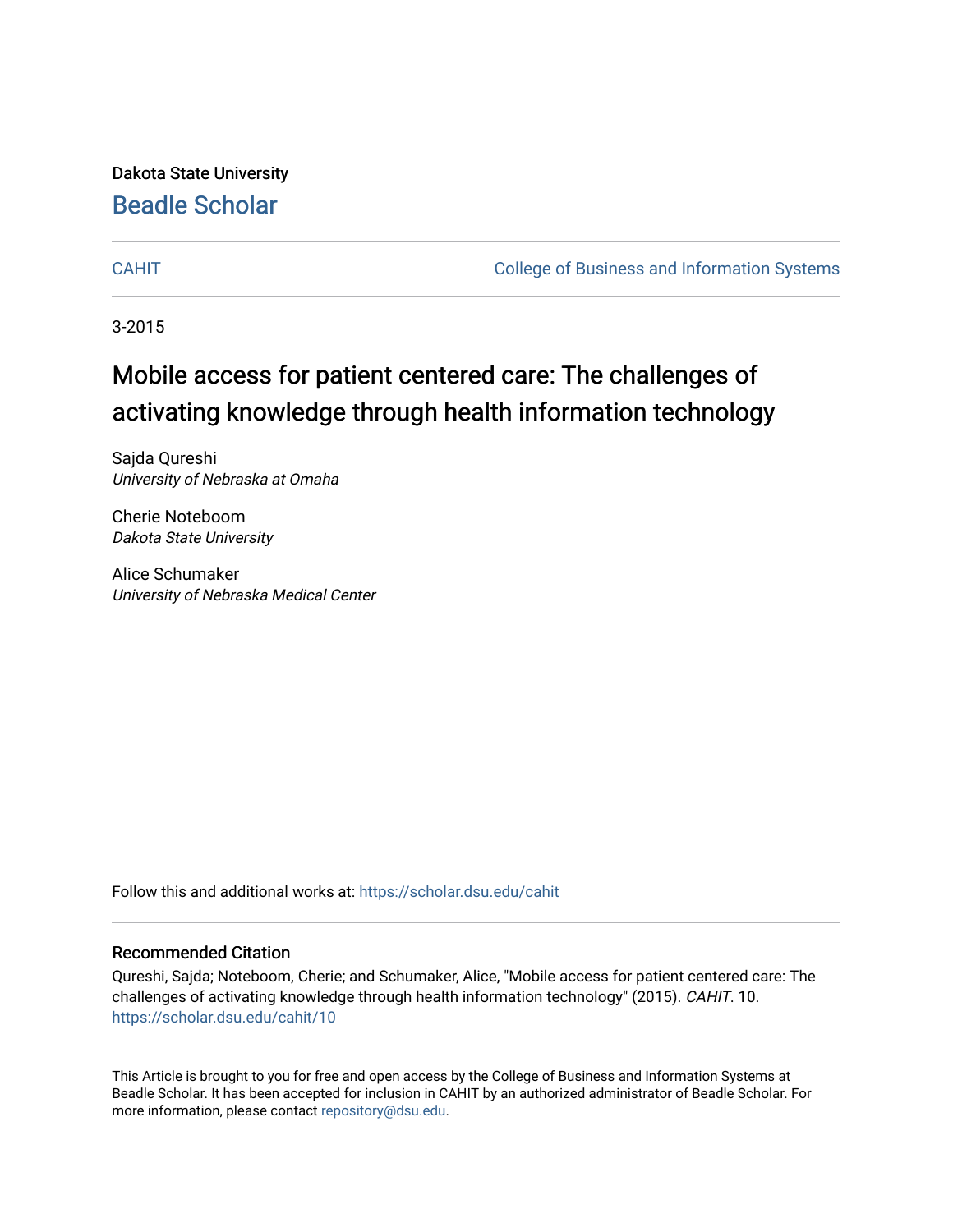Dakota State University

**Beadle Scholar**

CAHIT | College of Business and Information Systems

3-2015

# Mobile access for patient centered care: The challenges of activating knowledge through health information technology

Sajda Qureshi
*University of Nebraska at Omaha*

Cherie Noteboom
*Dakota State University*

Alice Schumaker
*University of Nebraska Medical Center*

Follow this and additional works at: https://scholar.dsu.edu/cahit

## Recommended Citation

Qureshi, Sajda; Noteboom, Cherie; and Schumaker, Alice, "Mobile access for patient centered care: The challenges of activating knowledge through health information technology" (2015). *CAHIT*. 10.
https://scholar.dsu.edu/cahit/10

This Article is brought to you for free and open access by the College of Business and Information Systems at Beadle Scholar. It has been accepted for inclusion in CAHIT by an authorized administrator of Beadle Scholar. For more information, please contact repository@dsu.edu.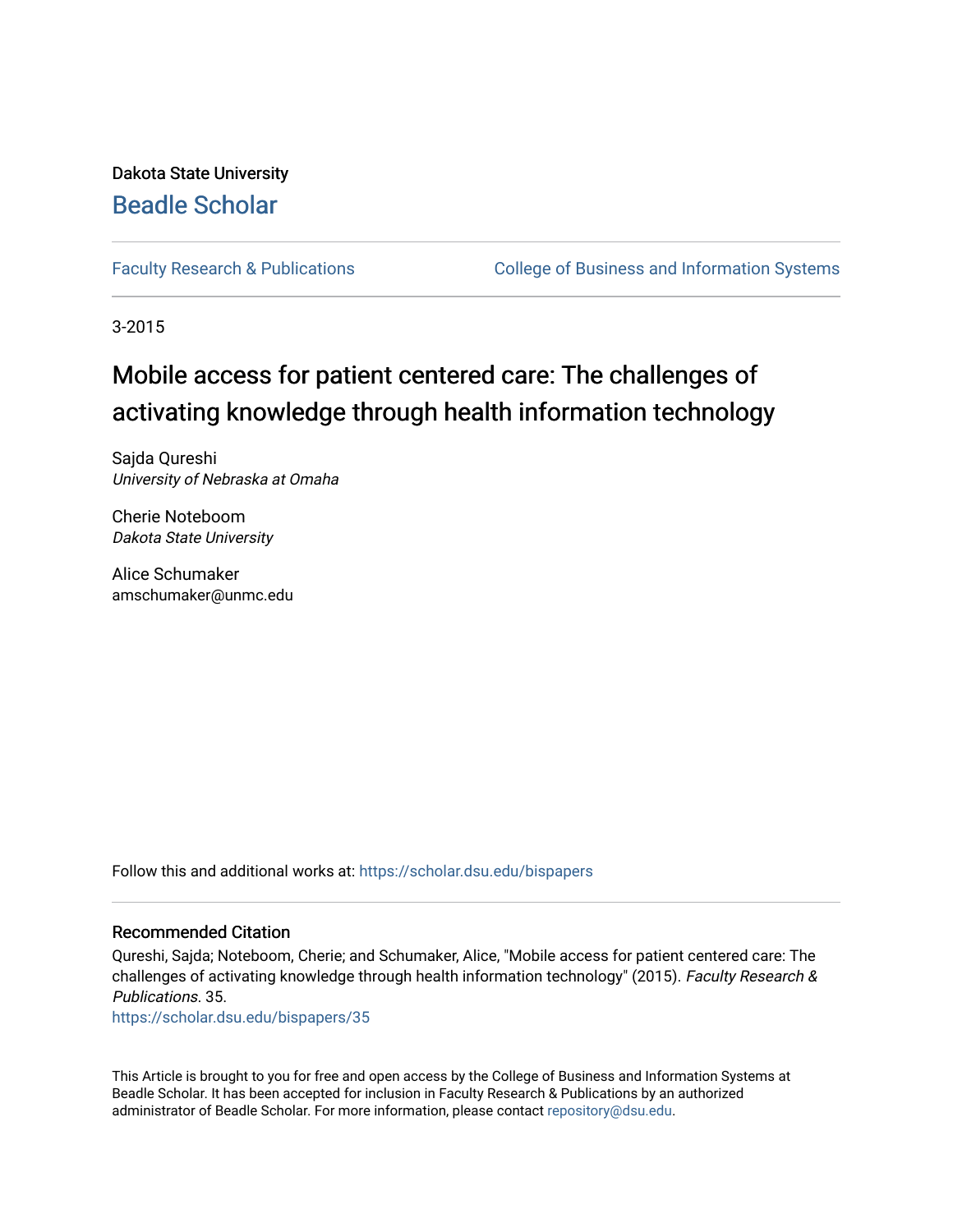Dakota State University

# Beadle Scholar

Faculty Research & Publications

College of Business and Information Systems

3-2015

## Mobile access for patient centered care: The challenges of activating knowledge through health information technology

Sajda Qureshi
*University of Nebraska at Omaha*

Cherie Noteboom
*Dakota State University*

Alice Schumaker
amschumaker@unmc.edu

Follow this and additional works at: https://scholar.dsu.edu/bispapers

### Recommended Citation

Qureshi, Sajda; Noteboom, Cherie; and Schumaker, Alice, "Mobile access for patient centered care: The challenges of activating knowledge through health information technology" (2015). *Faculty Research & Publications*. 35.
https://scholar.dsu.edu/bispapers/35

This Article is brought to you for free and open access by the College of Business and Information Systems at Beadle Scholar. It has been accepted for inclusion in Faculty Research & Publications by an authorized administrator of Beadle Scholar. For more information, please contact repository@dsu.edu.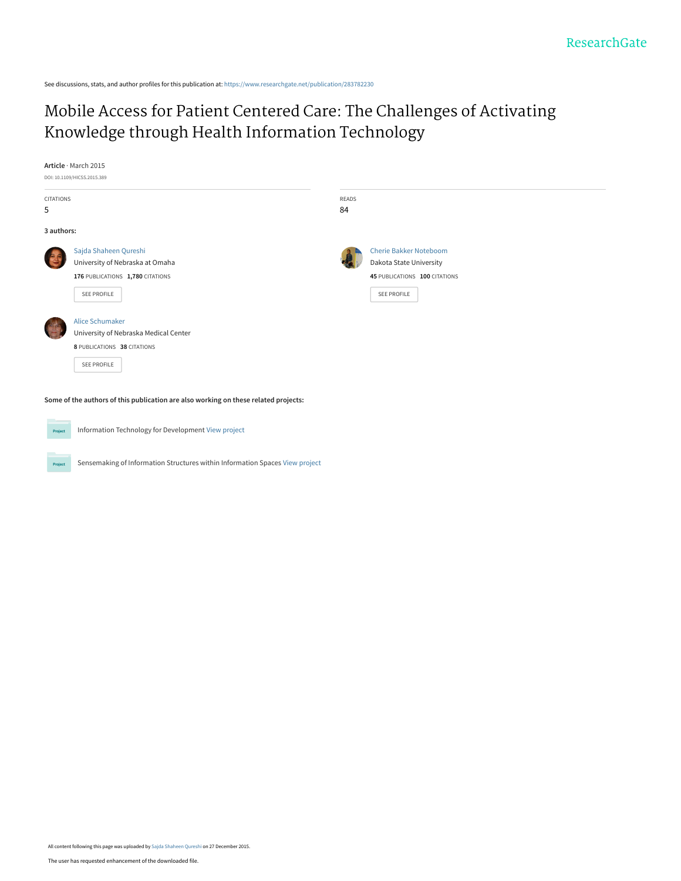ResearchGate

See discussions, stats, and author profiles for this publication at: https://www.researchgate.net/publication/283782230

# Mobile Access for Patient Centered Care: The Challenges of Activating Knowledge through Health Information Technology

**Article** · March 2015

DOI: 10.1109/HICSS.2015.389

| CITATIONS | READS |
|---|---|
| 5 | 84 |

**3 authors:**

Sajda Shaheen Qureshi
University of Nebraska at Omaha
**176** PUBLICATIONS **1,780** CITATIONS
SEE PROFILE

Cherie Bakker Noteboom
Dakota State University
**45** PUBLICATIONS **100** CITATIONS
SEE PROFILE

Alice Schumaker
University of Nebraska Medical Center
**8** PUBLICATIONS **38** CITATIONS
SEE PROFILE

**Some of the authors of this publication are also working on these related projects:**

Project: Information Technology for Development View project

Project: Sensemaking of Information Structures within Information Spaces View project

All content following this page was uploaded by Sajda Shaheen Qureshi on 27 December 2015.

The user has requested enhancement of the downloaded file.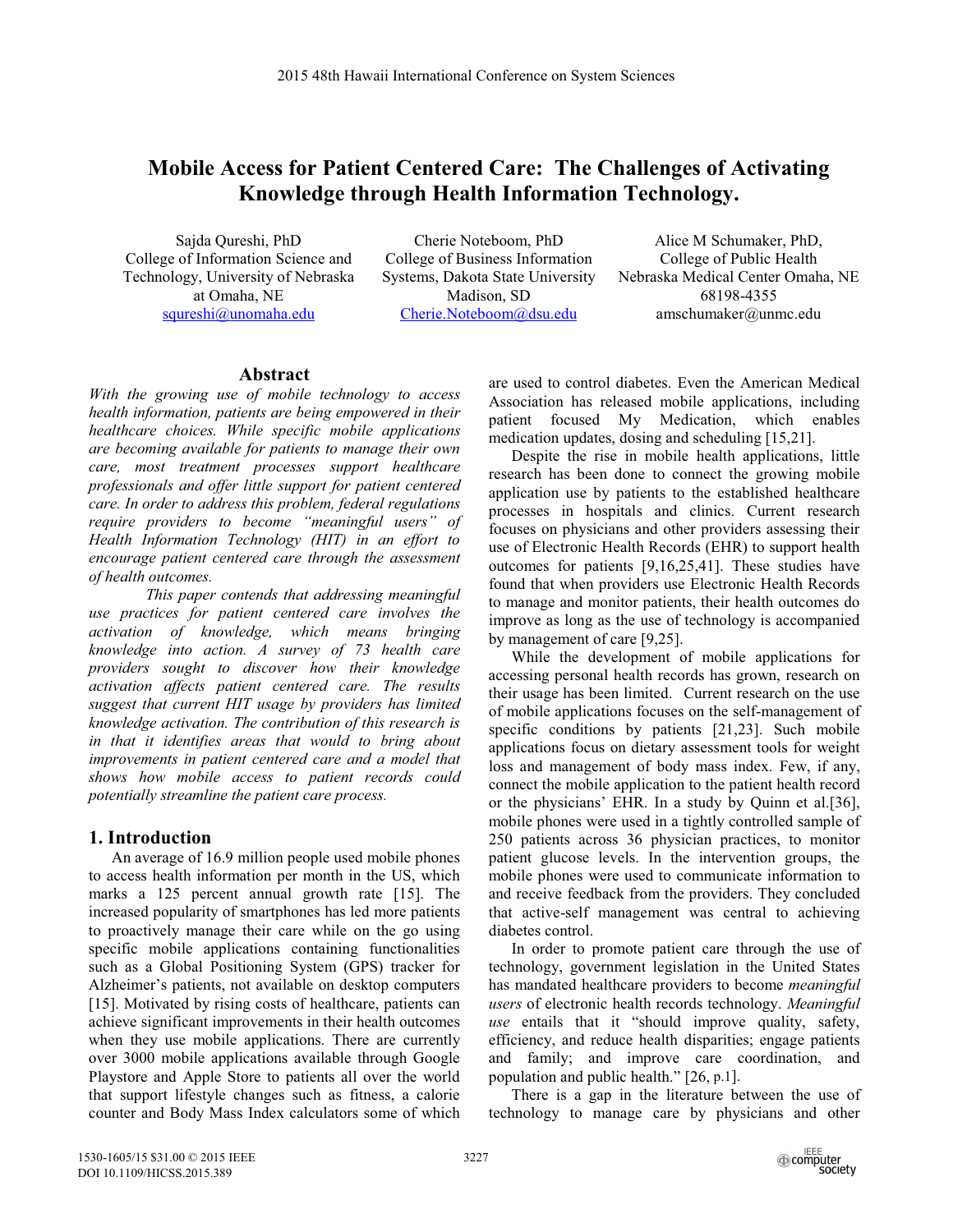# Mobile Access for Patient Centered Care: The Challenges of Activating Knowledge through Health Information Technology.

Sajda Qureshi, PhD
College of Information Science and Technology, University of Nebraska at Omaha, NE
squreshi@unomaha.edu

Cherie Noteboom, PhD
College of Business Information Systems, Dakota State University Madison, SD
Cherie.Noteboom@dsu.edu

Alice M Schumaker, PhD,
College of Public Health Nebraska Medical Center Omaha, NE 68198-4355
amschumaker@unmc.edu

## Abstract

*With the growing use of mobile technology to access health information, patients are being empowered in their healthcare choices. While specific mobile applications are becoming available for patients to manage their own care, most treatment processes support healthcare professionals and offer little support for patient centered care. In order to address this problem, federal regulations require providers to become "meaningful users" of Health Information Technology (HIT) in an effort to encourage patient centered care through the assessment of health outcomes.*

*This paper contends that addressing meaningful use practices for patient centered care involves the activation of knowledge, which means bringing knowledge into action. A survey of 73 health care providers sought to discover how their knowledge activation affects patient centered care. The results suggest that current HIT usage by providers has limited knowledge activation. The contribution of this research is in that it identifies areas that would to bring about improvements in patient centered care and a model that shows how mobile access to patient records could potentially streamline the patient care process.*

## 1. Introduction

An average of 16.9 million people used mobile phones to access health information per month in the US, which marks a 125 percent annual growth rate [15]. The increased popularity of smartphones has led more patients to proactively manage their care while on the go using specific mobile applications containing functionalities such as a Global Positioning System (GPS) tracker for Alzheimer's patients, not available on desktop computers [15]. Motivated by rising costs of healthcare, patients can achieve significant improvements in their health outcomes when they use mobile applications. There are currently over 3000 mobile applications available through Google Playstore and Apple Store to patients all over the world that support lifestyle changes such as fitness, a calorie counter and Body Mass Index calculators some of which are used to control diabetes. Even the American Medical Association has released mobile applications, including patient focused My Medication, which enables medication updates, dosing and scheduling [15,21].

Despite the rise in mobile health applications, little research has been done to connect the growing mobile application use by patients to the established healthcare processes in hospitals and clinics. Current research focuses on physicians and other providers assessing their use of Electronic Health Records (EHR) to support health outcomes for patients [9,16,25,41]. These studies have found that when providers use Electronic Health Records to manage and monitor patients, their health outcomes do improve as long as the use of technology is accompanied by management of care [9,25].

While the development of mobile applications for accessing personal health records has grown, research on their usage has been limited. Current research on the use of mobile applications focuses on the self-management of specific conditions by patients [21,23]. Such mobile applications focus on dietary assessment tools for weight loss and management of body mass index. Few, if any, connect the mobile application to the patient health record or the physicians' EHR. In a study by Quinn et al.[36], mobile phones were used in a tightly controlled sample of 250 patients across 36 physician practices, to monitor patient glucose levels. In the intervention groups, the mobile phones were used to communicate information to and receive feedback from the providers. They concluded that active-self management was central to achieving diabetes control.

In order to promote patient care through the use of technology, government legislation in the United States has mandated healthcare providers to become *meaningful users* of electronic health records technology. *Meaningful use* entails that it "should improve quality, safety, efficiency, and reduce health disparities; engage patients and family; and improve care coordination, and population and public health." [26, p.1].

There is a gap in the literature between the use of technology to manage care by physicians and other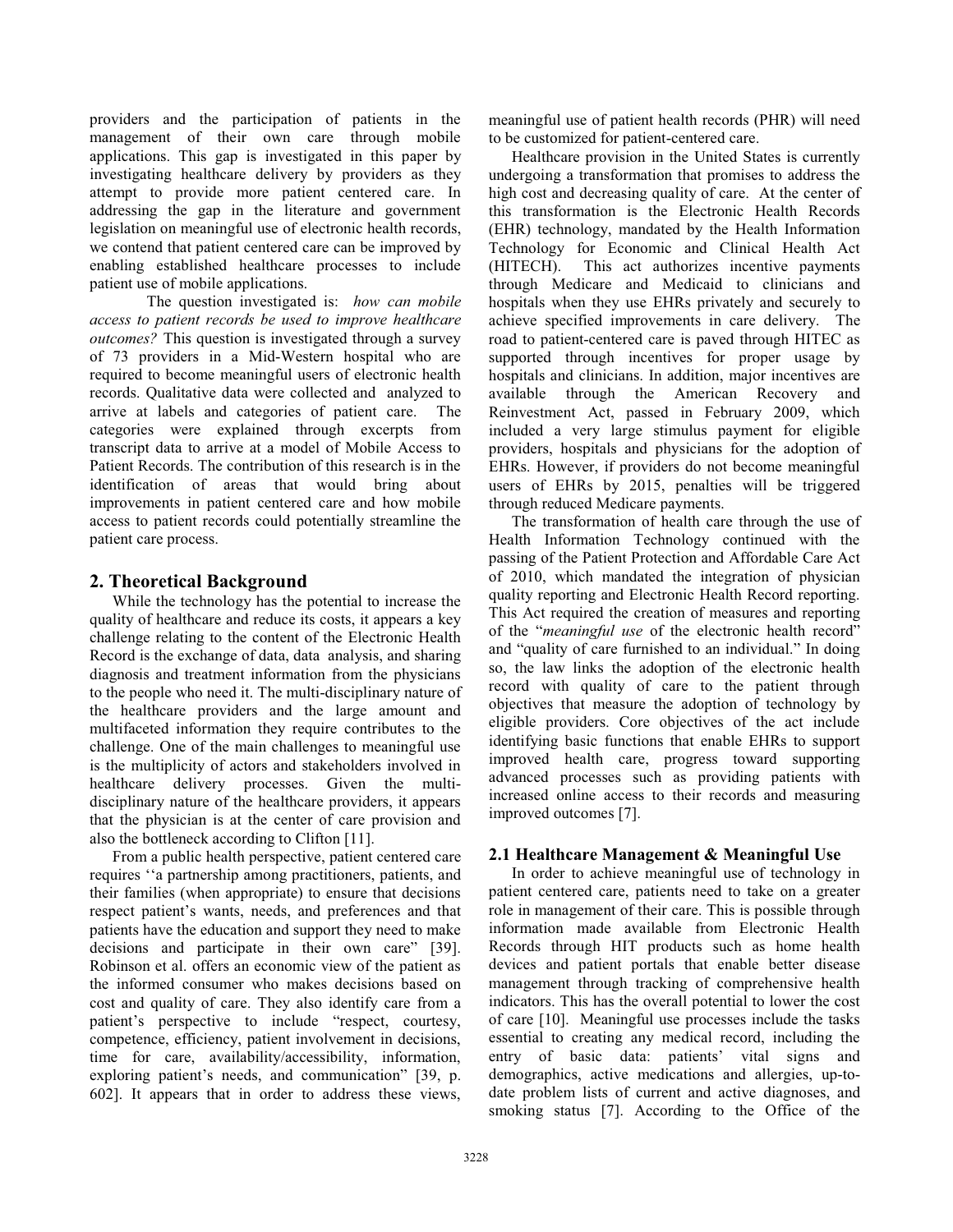providers and the participation of patients in the management of their own care through mobile applications. This gap is investigated in this paper by investigating healthcare delivery by providers as they attempt to provide more patient centered care. In addressing the gap in the literature and government legislation on meaningful use of electronic health records, we contend that patient centered care can be improved by enabling established healthcare processes to include patient use of mobile applications.

The question investigated is: *how can mobile access to patient records be used to improve healthcare outcomes?* This question is investigated through a survey of 73 providers in a Mid-Western hospital who are required to become meaningful users of electronic health records. Qualitative data were collected and analyzed to arrive at labels and categories of patient care. The categories were explained through excerpts from transcript data to arrive at a model of Mobile Access to Patient Records. The contribution of this research is in the identification of areas that would bring about improvements in patient centered care and how mobile access to patient records could potentially streamline the patient care process.

## 2. Theoretical Background

While the technology has the potential to increase the quality of healthcare and reduce its costs, it appears a key challenge relating to the content of the Electronic Health Record is the exchange of data, data analysis, and sharing diagnosis and treatment information from the physicians to the people who need it. The multi-disciplinary nature of the healthcare providers and the large amount and multifaceted information they require contributes to the challenge. One of the main challenges to meaningful use is the multiplicity of actors and stakeholders involved in healthcare delivery processes. Given the multi-disciplinary nature of the healthcare providers, it appears that the physician is at the center of care provision and also the bottleneck according to Clifton [11].

From a public health perspective, patient centered care requires ''a partnership among practitioners, patients, and their families (when appropriate) to ensure that decisions respect patient's wants, needs, and preferences and that patients have the education and support they need to make decisions and participate in their own care" [39]. Robinson et al. offers an economic view of the patient as the informed consumer who makes decisions based on cost and quality of care. They also identify care from a patient's perspective to include "respect, courtesy, competence, efficiency, patient involvement in decisions, time for care, availability/accessibility, information, exploring patient's needs, and communication" [39, p. 602]. It appears that in order to address these views, meaningful use of patient health records (PHR) will need to be customized for patient-centered care.

Healthcare provision in the United States is currently undergoing a transformation that promises to address the high cost and decreasing quality of care. At the center of this transformation is the Electronic Health Records (EHR) technology, mandated by the Health Information Technology for Economic and Clinical Health Act (HITECH). This act authorizes incentive payments through Medicare and Medicaid to clinicians and hospitals when they use EHRs privately and securely to achieve specified improvements in care delivery. The road to patient-centered care is paved through HITEC as supported through incentives for proper usage by hospitals and clinicians. In addition, major incentives are available through the American Recovery and Reinvestment Act, passed in February 2009, which included a very large stimulus payment for eligible providers, hospitals and physicians for the adoption of EHRs. However, if providers do not become meaningful users of EHRs by 2015, penalties will be triggered through reduced Medicare payments.

The transformation of health care through the use of Health Information Technology continued with the passing of the Patient Protection and Affordable Care Act of 2010, which mandated the integration of physician quality reporting and Electronic Health Record reporting. This Act required the creation of measures and reporting of the "*meaningful use* of the electronic health record" and "quality of care furnished to an individual." In doing so, the law links the adoption of the electronic health record with quality of care to the patient through objectives that measure the adoption of technology by eligible providers. Core objectives of the act include identifying basic functions that enable EHRs to support improved health care, progress toward supporting advanced processes such as providing patients with increased online access to their records and measuring improved outcomes [7].

### 2.1 Healthcare Management & Meaningful Use

In order to achieve meaningful use of technology in patient centered care, patients need to take on a greater role in management of their care. This is possible through information made available from Electronic Health Records through HIT products such as home health devices and patient portals that enable better disease management through tracking of comprehensive health indicators. This has the overall potential to lower the cost of care [10]. Meaningful use processes include the tasks essential to creating any medical record, including the entry of basic data: patients' vital signs and demographics, active medications and allergies, up-to-date problem lists of current and active diagnoses, and smoking status [7]. According to the Office of the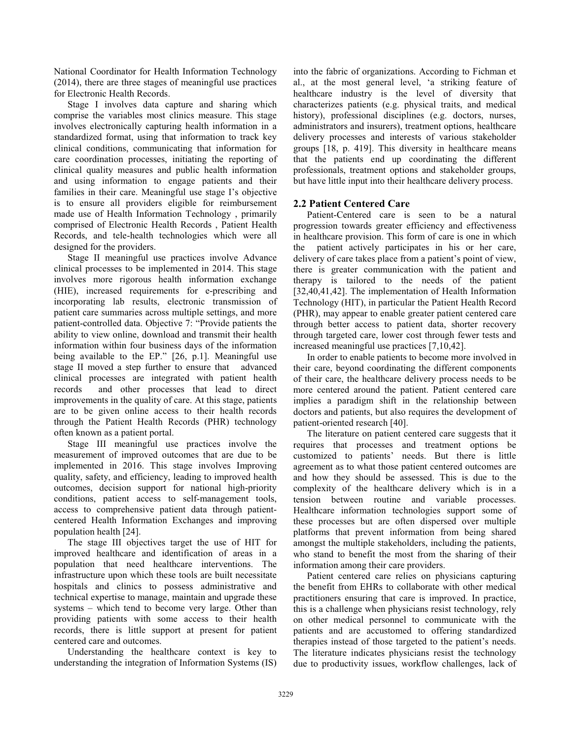National Coordinator for Health Information Technology (2014), there are three stages of meaningful use practices for Electronic Health Records.

Stage I involves data capture and sharing which comprise the variables most clinics measure. This stage involves electronically capturing health information in a standardized format, using that information to track key clinical conditions, communicating that information for care coordination processes, initiating the reporting of clinical quality measures and public health information and using information to engage patients and their families in their care. Meaningful use stage I's objective is to ensure all providers eligible for reimbursement made use of Health Information Technology , primarily comprised of Electronic Health Records , Patient Health Records, and tele-health technologies which were all designed for the providers.

Stage II meaningful use practices involve Advance clinical processes to be implemented in 2014. This stage involves more rigorous health information exchange (HIE), increased requirements for e-prescribing and incorporating lab results, electronic transmission of patient care summaries across multiple settings, and more patient-controlled data. Objective 7: "Provide patients the ability to view online, download and transmit their health information within four business days of the information being available to the EP." [26, p.1]. Meaningful use stage II moved a step further to ensure that advanced clinical processes are integrated with patient health records and other processes that lead to direct improvements in the quality of care. At this stage, patients are to be given online access to their health records through the Patient Health Records (PHR) technology often known as a patient portal.

Stage III meaningful use practices involve the measurement of improved outcomes that are due to be implemented in 2016. This stage involves Improving quality, safety, and efficiency, leading to improved health outcomes, decision support for national high-priority conditions, patient access to self-management tools, access to comprehensive patient data through patient-centered Health Information Exchanges and improving population health [24].

The stage III objectives target the use of HIT for improved healthcare and identification of areas in a population that need healthcare interventions. The infrastructure upon which these tools are built necessitate hospitals and clinics to possess administrative and technical expertise to manage, maintain and upgrade these systems – which tend to become very large. Other than providing patients with some access to their health records, there is little support at present for patient centered care and outcomes.

Understanding the healthcare context is key to understanding the integration of Information Systems (IS) into the fabric of organizations. According to Fichman et al., at the most general level, 'a striking feature of healthcare industry is the level of diversity that characterizes patients (e.g. physical traits, and medical history), professional disciplines (e.g. doctors, nurses, administrators and insurers), treatment options, healthcare delivery processes and interests of various stakeholder groups [18, p. 419]. This diversity in healthcare means that the patients end up coordinating the different professionals, treatment options and stakeholder groups, but have little input into their healthcare delivery process.

## 2.2 Patient Centered Care

Patient-Centered care is seen to be a natural progression towards greater efficiency and effectiveness in healthcare provision. This form of care is one in which the patient actively participates in his or her care, delivery of care takes place from a patient's point of view, there is greater communication with the patient and therapy is tailored to the needs of the patient [32,40,41,42]. The implementation of Health Information Technology (HIT), in particular the Patient Health Record (PHR), may appear to enable greater patient centered care through better access to patient data, shorter recovery through targeted care, lower cost through fewer tests and increased meaningful use practices [7,10,42].

In order to enable patients to become more involved in their care, beyond coordinating the different components of their care, the healthcare delivery process needs to be more centered around the patient. Patient centered care implies a paradigm shift in the relationship between doctors and patients, but also requires the development of patient-oriented research [40].

The literature on patient centered care suggests that it requires that processes and treatment options be customized to patients' needs. But there is little agreement as to what those patient centered outcomes are and how they should be assessed. This is due to the complexity of the healthcare delivery which is in a tension between routine and variable processes. Healthcare information technologies support some of these processes but are often dispersed over multiple platforms that prevent information from being shared amongst the multiple stakeholders, including the patients, who stand to benefit the most from the sharing of their information among their care providers.

Patient centered care relies on physicians capturing the benefit from EHRs to collaborate with other medical practitioners ensuring that care is improved. In practice, this is a challenge when physicians resist technology, rely on other medical personnel to communicate with the patients and are accustomed to offering standardized therapies instead of those targeted to the patient's needs. The literature indicates physicians resist the technology due to productivity issues, workflow challenges, lack of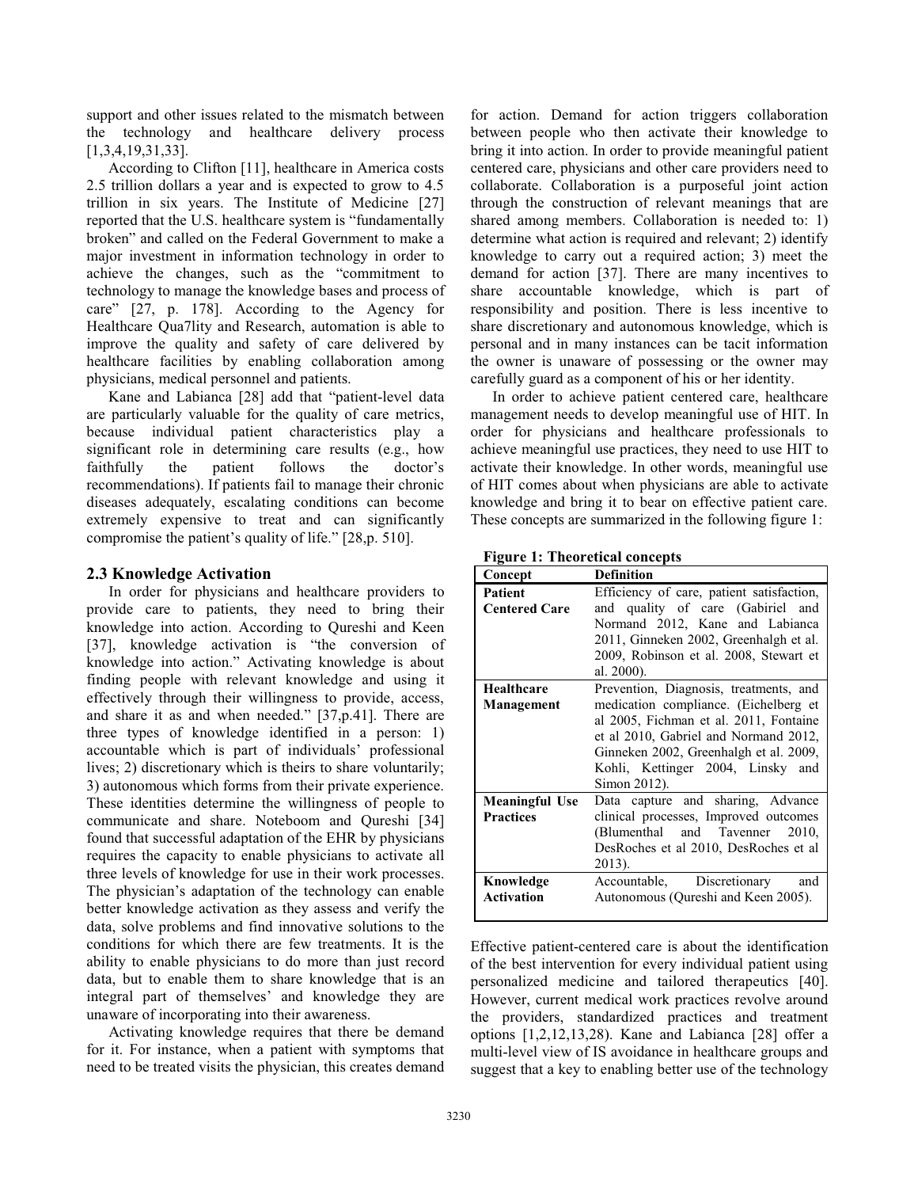support and other issues related to the mismatch between the technology and healthcare delivery process [1,3,4,19,31,33].

According to Clifton [11], healthcare in America costs 2.5 trillion dollars a year and is expected to grow to 4.5 trillion in six years. The Institute of Medicine [27] reported that the U.S. healthcare system is "fundamentally broken" and called on the Federal Government to make a major investment in information technology in order to achieve the changes, such as the "commitment to technology to manage the knowledge bases and process of care" [27, p. 178]. According to the Agency for Healthcare Qua7lity and Research, automation is able to improve the quality and safety of care delivered by healthcare facilities by enabling collaboration among physicians, medical personnel and patients.

Kane and Labianca [28] add that "patient-level data are particularly valuable for the quality of care metrics, because individual patient characteristics play a significant role in determining care results (e.g., how faithfully the patient follows the doctor's recommendations). If patients fail to manage their chronic diseases adequately, escalating conditions can become extremely expensive to treat and can significantly compromise the patient's quality of life." [28,p. 510].

## 2.3 Knowledge Activation

In order for physicians and healthcare providers to provide care to patients, they need to bring their knowledge into action. According to Qureshi and Keen [37], knowledge activation is "the conversion of knowledge into action." Activating knowledge is about finding people with relevant knowledge and using it effectively through their willingness to provide, access, and share it as and when needed." [37,p.41]. There are three types of knowledge identified in a person: 1) accountable which is part of individuals' professional lives; 2) discretionary which is theirs to share voluntarily; 3) autonomous which forms from their private experience. These identities determine the willingness of people to communicate and share. Noteboom and Qureshi [34] found that successful adaptation of the EHR by physicians requires the capacity to enable physicians to activate all three levels of knowledge for use in their work processes. The physician's adaptation of the technology can enable better knowledge activation as they assess and verify the data, solve problems and find innovative solutions to the conditions for which there are few treatments. It is the ability to enable physicians to do more than just record data, but to enable them to share knowledge that is an integral part of themselves' and knowledge they are unaware of incorporating into their awareness.

Activating knowledge requires that there be demand for it. For instance, when a patient with symptoms that need to be treated visits the physician, this creates demand for action. Demand for action triggers collaboration between people who then activate their knowledge to bring it into action. In order to provide meaningful patient centered care, physicians and other care providers need to collaborate. Collaboration is a purposeful joint action through the construction of relevant meanings that are shared among members. Collaboration is needed to: 1) determine what action is required and relevant; 2) identify knowledge to carry out a required action; 3) meet the demand for action [37]. There are many incentives to share accountable knowledge, which is part of responsibility and position. There is less incentive to share discretionary and autonomous knowledge, which is personal and in many instances can be tacit information the owner is unaware of possessing or the owner may carefully guard as a component of his or her identity.

In order to achieve patient centered care, healthcare management needs to develop meaningful use of HIT. In order for physicians and healthcare professionals to achieve meaningful use practices, they need to use HIT to activate their knowledge. In other words, meaningful use of HIT comes about when physicians are able to activate knowledge and bring it to bear on effective patient care. These concepts are summarized in the following figure 1:

**Figure 1: Theoretical concepts**

| Concept | Definition |
|---|---|
| **Patient Centered Care** | Efficiency of care, patient satisfaction, and quality of care (Gabiriel and Normand 2012, Kane and Labianca 2011, Ginneken 2002, Greenhalgh et al. 2009, Robinson et al. 2008, Stewart et al. 2000). |
| **Healthcare Management** | Prevention, Diagnosis, treatments, and medication compliance. (Eichelberg et al 2005, Fichman et al. 2011, Fontaine et al 2010, Gabriel and Normand 2012, Ginneken 2002, Greenhalgh et al. 2009, Kohli, Kettinger 2004, Linsky and Simon 2012). |
| **Meaningful Use Practices** | Data capture and sharing, Advance clinical processes, Improved outcomes (Blumenthal and Tavenner 2010, DesRoches et al 2010, DesRoches et al 2013). |
| **Knowledge Activation** | Accountable, Discretionary and Autonomous (Qureshi and Keen 2005). |

Effective patient-centered care is about the identification of the best intervention for every individual patient using personalized medicine and tailored therapeutics [40]. However, current medical work practices revolve around the providers, standardized practices and treatment options [1,2,12,13,28). Kane and Labianca [28] offer a multi-level view of IS avoidance in healthcare groups and suggest that a key to enabling better use of the technology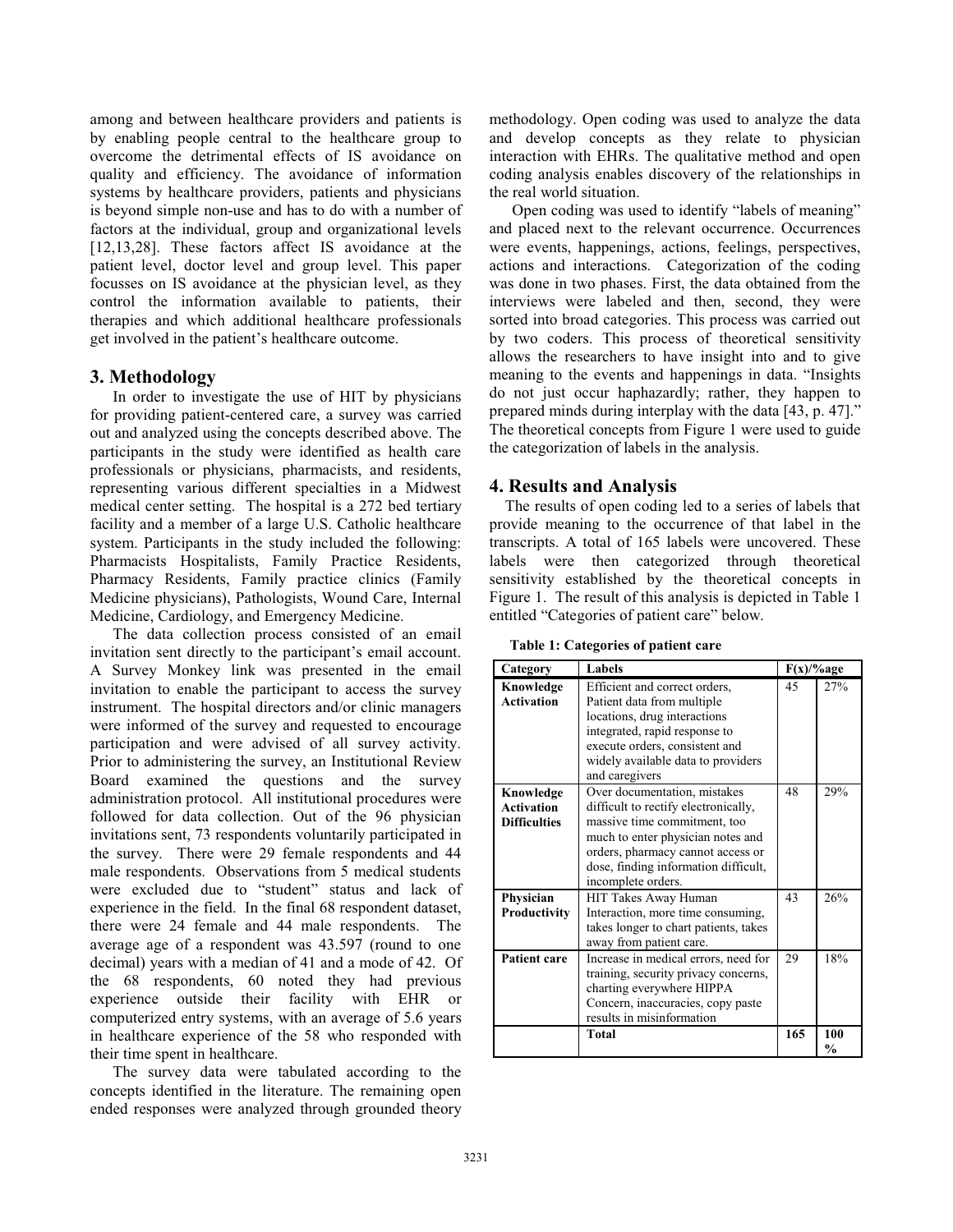among and between healthcare providers and patients is by enabling people central to the healthcare group to overcome the detrimental effects of IS avoidance on quality and efficiency. The avoidance of information systems by healthcare providers, patients and physicians is beyond simple non-use and has to do with a number of factors at the individual, group and organizational levels [12,13,28]. These factors affect IS avoidance at the patient level, doctor level and group level. This paper focusses on IS avoidance at the physician level, as they control the information available to patients, their therapies and which additional healthcare professionals get involved in the patient's healthcare outcome.

## 3. Methodology

In order to investigate the use of HIT by physicians for providing patient-centered care, a survey was carried out and analyzed using the concepts described above. The participants in the study were identified as health care professionals or physicians, pharmacists, and residents, representing various different specialties in a Midwest medical center setting. The hospital is a 272 bed tertiary facility and a member of a large U.S. Catholic healthcare system. Participants in the study included the following: Pharmacists Hospitalists, Family Practice Residents, Pharmacy Residents, Family practice clinics (Family Medicine physicians), Pathologists, Wound Care, Internal Medicine, Cardiology, and Emergency Medicine.

The data collection process consisted of an email invitation sent directly to the participant's email account. A Survey Monkey link was presented in the email invitation to enable the participant to access the survey instrument. The hospital directors and/or clinic managers were informed of the survey and requested to encourage participation and were advised of all survey activity. Prior to administering the survey, an Institutional Review Board examined the questions and the survey administration protocol. All institutional procedures were followed for data collection. Out of the 96 physician invitations sent, 73 respondents voluntarily participated in the survey. There were 29 female respondents and 44 male respondents. Observations from 5 medical students were excluded due to "student" status and lack of experience in the field. In the final 68 respondent dataset, there were 24 female and 44 male respondents. The average age of a respondent was 43.597 (round to one decimal) years with a median of 41 and a mode of 42. Of the 68 respondents, 60 noted they had previous experience outside their facility with EHR or computerized entry systems, with an average of 5.6 years in healthcare experience of the 58 who responded with their time spent in healthcare.

The survey data were tabulated according to the concepts identified in the literature. The remaining open ended responses were analyzed through grounded theory methodology. Open coding was used to analyze the data and develop concepts as they relate to physician interaction with EHRs. The qualitative method and open coding analysis enables discovery of the relationships in the real world situation.

Open coding was used to identify "labels of meaning" and placed next to the relevant occurrence. Occurrences were events, happenings, actions, feelings, perspectives, actions and interactions. Categorization of the coding was done in two phases. First, the data obtained from the interviews were labeled and then, second, they were sorted into broad categories. This process was carried out by two coders. This process of theoretical sensitivity allows the researchers to have insight into and to give meaning to the events and happenings in data. "Insights do not just occur haphazardly; rather, they happen to prepared minds during interplay with the data [43, p. 47]." The theoretical concepts from Figure 1 were used to guide the categorization of labels in the analysis.

## 4. Results and Analysis

The results of open coding led to a series of labels that provide meaning to the occurrence of that label in the transcripts. A total of 165 labels were uncovered. These labels were then categorized through theoretical sensitivity established by the theoretical concepts in Figure 1. The result of this analysis is depicted in Table 1 entitled "Categories of patient care" below.

**Table 1: Categories of patient care**

| Category | Labels | F(x)/%age | |
|---|---|---|---|
| **Knowledge Activation** | Efficient and correct orders, Patient data from multiple locations, drug interactions integrated, rapid response to execute orders, consistent and widely available data to providers and caregivers | 45 | 27% |
| **Knowledge Activation Difficulties** | Over documentation, mistakes difficult to rectify electronically, massive time commitment, too much to enter physician notes and orders, pharmacy cannot access or dose, finding information difficult, incomplete orders. | 48 | 29% |
| **Physician Productivity** | HIT Takes Away Human Interaction, more time consuming, takes longer to chart patients, takes away from patient care. | 43 | 26% |
| **Patient care** | Increase in medical errors, need for training, security privacy concerns, charting everywhere HIPPA Concern, inaccuracies, copy paste results in misinformation | 29 | 18% |
| | **Total** | **165** | **100 %** |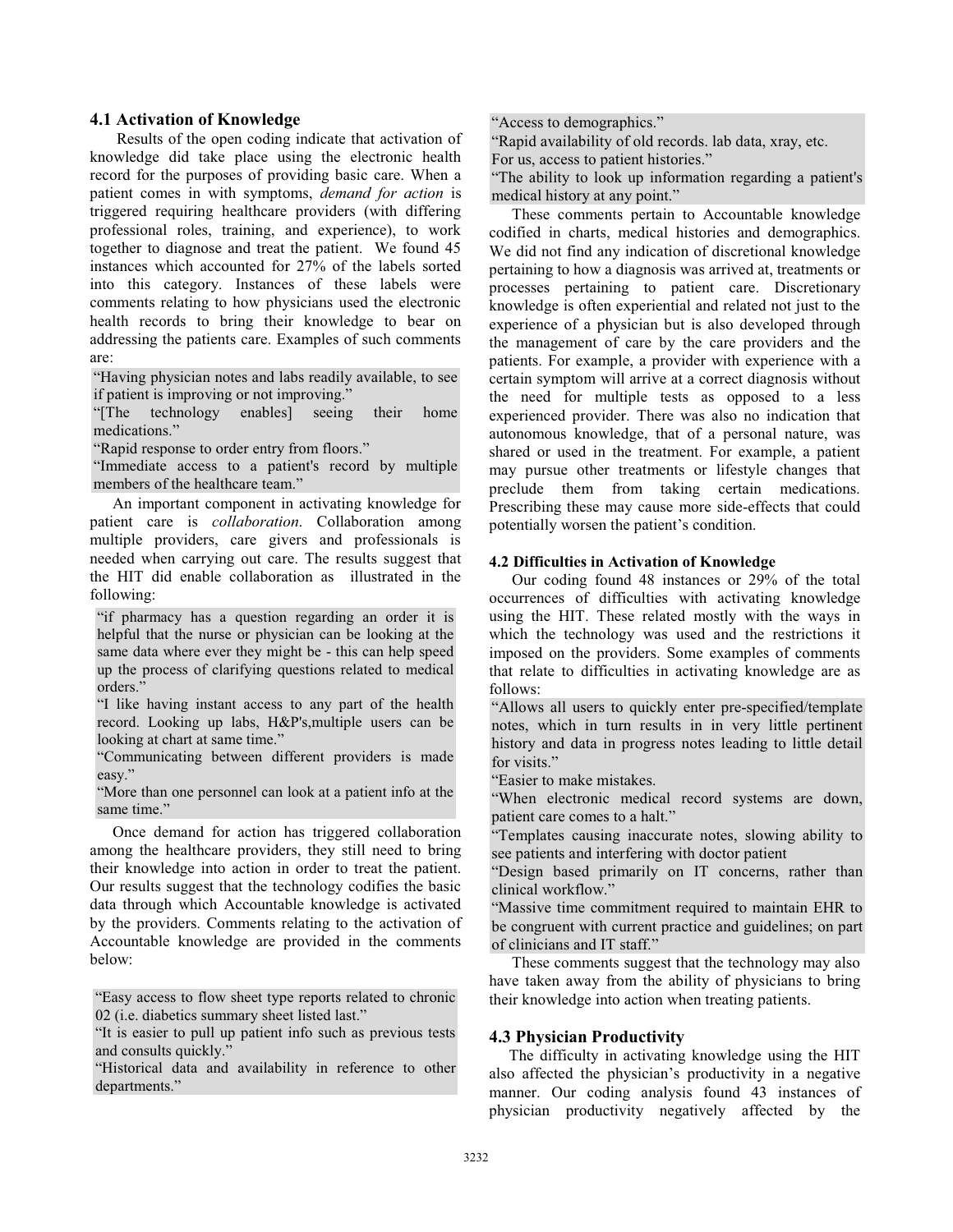### 4.1 Activation of Knowledge

Results of the open coding indicate that activation of knowledge did take place using the electronic health record for the purposes of providing basic care. When a patient comes in with symptoms, *demand for action* is triggered requiring healthcare providers (with differing professional roles, training, and experience), to work together to diagnose and treat the patient. We found 45 instances which accounted for 27% of the labels sorted into this category. Instances of these labels were comments relating to how physicians used the electronic health records to bring their knowledge to bear on addressing the patients care. Examples of such comments are:

> "Having physician notes and labs readily available, to see if patient is improving or not improving."
> "[The technology enables] seeing their home medications."
> "Rapid response to order entry from floors."
> "Immediate access to a patient's record by multiple members of the healthcare team."

An important component in activating knowledge for patient care is *collaboration*. Collaboration among multiple providers, care givers and professionals is needed when carrying out care. The results suggest that the HIT did enable collaboration as illustrated in the following:

> "if pharmacy has a question regarding an order it is helpful that the nurse or physician can be looking at the same data where ever they might be - this can help speed up the process of clarifying questions related to medical orders."
> "I like having instant access to any part of the health record. Looking up labs, H&P's,multiple users can be looking at chart at same time."
> "Communicating between different providers is made easy."
> "More than one personnel can look at a patient info at the same time."

Once demand for action has triggered collaboration among the healthcare providers, they still need to bring their knowledge into action in order to treat the patient. Our results suggest that the technology codifies the basic data through which Accountable knowledge is activated by the providers. Comments relating to the activation of Accountable knowledge are provided in the comments below:

> "Easy access to flow sheet type reports related to chronic 02 (i.e. diabetics summary sheet listed last."
> "It is easier to pull up patient info such as previous tests and consults quickly."
> "Historical data and availability in reference to other departments."
> "Access to demographics."
> "Rapid availability of old records. lab data, xray, etc. For us, access to patient histories."
> "The ability to look up information regarding a patient's medical history at any point."

These comments pertain to Accountable knowledge codified in charts, medical histories and demographics. We did not find any indication of discretional knowledge pertaining to how a diagnosis was arrived at, treatments or processes pertaining to patient care. Discretionary knowledge is often experiential and related not just to the experience of a physician but is also developed through the management of care by the care providers and the patients. For example, a provider with experience with a certain symptom will arrive at a correct diagnosis without the need for multiple tests as opposed to a less experienced provider. There was also no indication that autonomous knowledge, that of a personal nature, was shared or used in the treatment. For example, a patient may pursue other treatments or lifestyle changes that preclude them from taking certain medications. Prescribing these may cause more side-effects that could potentially worsen the patient's condition.

#### 4.2 Difficulties in Activation of Knowledge

Our coding found 48 instances or 29% of the total occurrences of difficulties with activating knowledge using the HIT. These related mostly with the ways in which the technology was used and the restrictions it imposed on the providers. Some examples of comments that relate to difficulties in activating knowledge are as follows:

> "Allows all users to quickly enter pre-specified/template notes, which in turn results in in very little pertinent history and data in progress notes leading to little detail for visits."
> "Easier to make mistakes.
> "When electronic medical record systems are down, patient care comes to a halt."
> "Templates causing inaccurate notes, slowing ability to see patients and interfering with doctor patient
> "Design based primarily on IT concerns, rather than clinical workflow."
> "Massive time commitment required to maintain EHR to be congruent with current practice and guidelines; on part of clinicians and IT staff."

These comments suggest that the technology may also have taken away from the ability of physicians to bring their knowledge into action when treating patients.

### 4.3 Physician Productivity

The difficulty in activating knowledge using the HIT also affected the physician's productivity in a negative manner. Our coding analysis found 43 instances of physician productivity negatively affected by the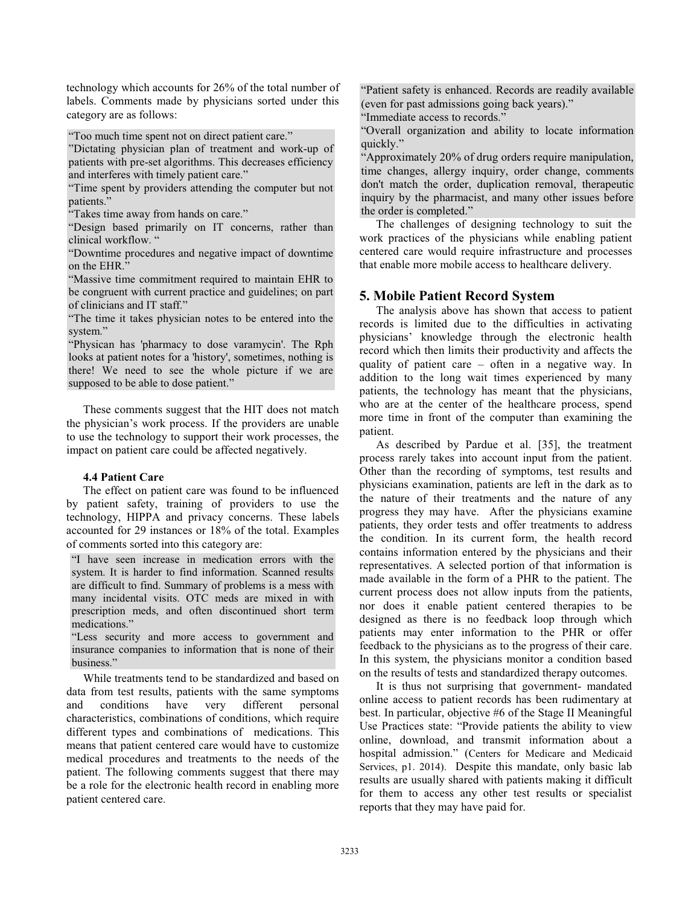technology which accounts for 26% of the total number of labels. Comments made by physicians sorted under this category are as follows:

> "Too much time spent not on direct patient care."
> "Dictating physician plan of treatment and work-up of patients with pre-set algorithms. This decreases efficiency and interferes with timely patient care."
> "Time spent by providers attending the computer but not patients."
> "Takes time away from hands on care."
> "Design based primarily on IT concerns, rather than clinical workflow. "
> "Downtime procedures and negative impact of downtime on the EHR."
> "Massive time commitment required to maintain EHR to be congruent with current practice and guidelines; on part of clinicians and IT staff."
> "The time it takes physician notes to be entered into the system."
> "Physican has 'pharmacy to dose varamycin'. The Rph looks at patient notes for a 'history', sometimes, nothing is there! We need to see the whole picture if we are supposed to be able to dose patient."

These comments suggest that the HIT does not match the physician's work process. If the providers are unable to use the technology to support their work processes, the impact on patient care could be affected negatively.

### 4.4 Patient Care

The effect on patient care was found to be influenced by patient safety, training of providers to use the technology, HIPPA and privacy concerns. These labels accounted for 29 instances or 18% of the total. Examples of comments sorted into this category are:

> "I have seen increase in medication errors with the system. It is harder to find information. Scanned results are difficult to find. Summary of problems is a mess with many incidental visits. OTC meds are mixed in with prescription meds, and often discontinued short term medications."
> "Less security and more access to government and insurance companies to information that is none of their business."

While treatments tend to be standardized and based on data from test results, patients with the same symptoms and conditions have very different personal characteristics, combinations of conditions, which require different types and combinations of medications. This means that patient centered care would have to customize medical procedures and treatments to the needs of the patient. The following comments suggest that there may be a role for the electronic health record in enabling more patient centered care.

> "Patient safety is enhanced. Records are readily available (even for past admissions going back years)."
> "Immediate access to records."
> "Overall organization and ability to locate information quickly."
> "Approximately 20% of drug orders require manipulation, time changes, allergy inquiry, order change, comments don't match the order, duplication removal, therapeutic inquiry by the pharmacist, and many other issues before the order is completed."

The challenges of designing technology to suit the work practices of the physicians while enabling patient centered care would require infrastructure and processes that enable more mobile access to healthcare delivery.

## 5. Mobile Patient Record System

The analysis above has shown that access to patient records is limited due to the difficulties in activating physicians' knowledge through the electronic health record which then limits their productivity and affects the quality of patient care – often in a negative way. In addition to the long wait times experienced by many patients, the technology has meant that the physicians, who are at the center of the healthcare process, spend more time in front of the computer than examining the patient.

As described by Pardue et al. [35], the treatment process rarely takes into account input from the patient. Other than the recording of symptoms, test results and physicians examination, patients are left in the dark as to the nature of their treatments and the nature of any progress they may have. After the physicians examine patients, they order tests and offer treatments to address the condition. In its current form, the health record contains information entered by the physicians and their representatives. A selected portion of that information is made available in the form of a PHR to the patient. The current process does not allow inputs from the patients, nor does it enable patient centered therapies to be designed as there is no feedback loop through which patients may enter information to the PHR or offer feedback to the physicians as to the progress of their care. In this system, the physicians monitor a condition based on the results of tests and standardized therapy outcomes.

It is thus not surprising that government- mandated online access to patient records has been rudimentary at best. In particular, objective #6 of the Stage II Meaningful Use Practices state: "Provide patients the ability to view online, download, and transmit information about a hospital admission." (Centers for Medicare and Medicaid Services, p1. 2014). Despite this mandate, only basic lab results are usually shared with patients making it difficult for them to access any other test results or specialist reports that they may have paid for.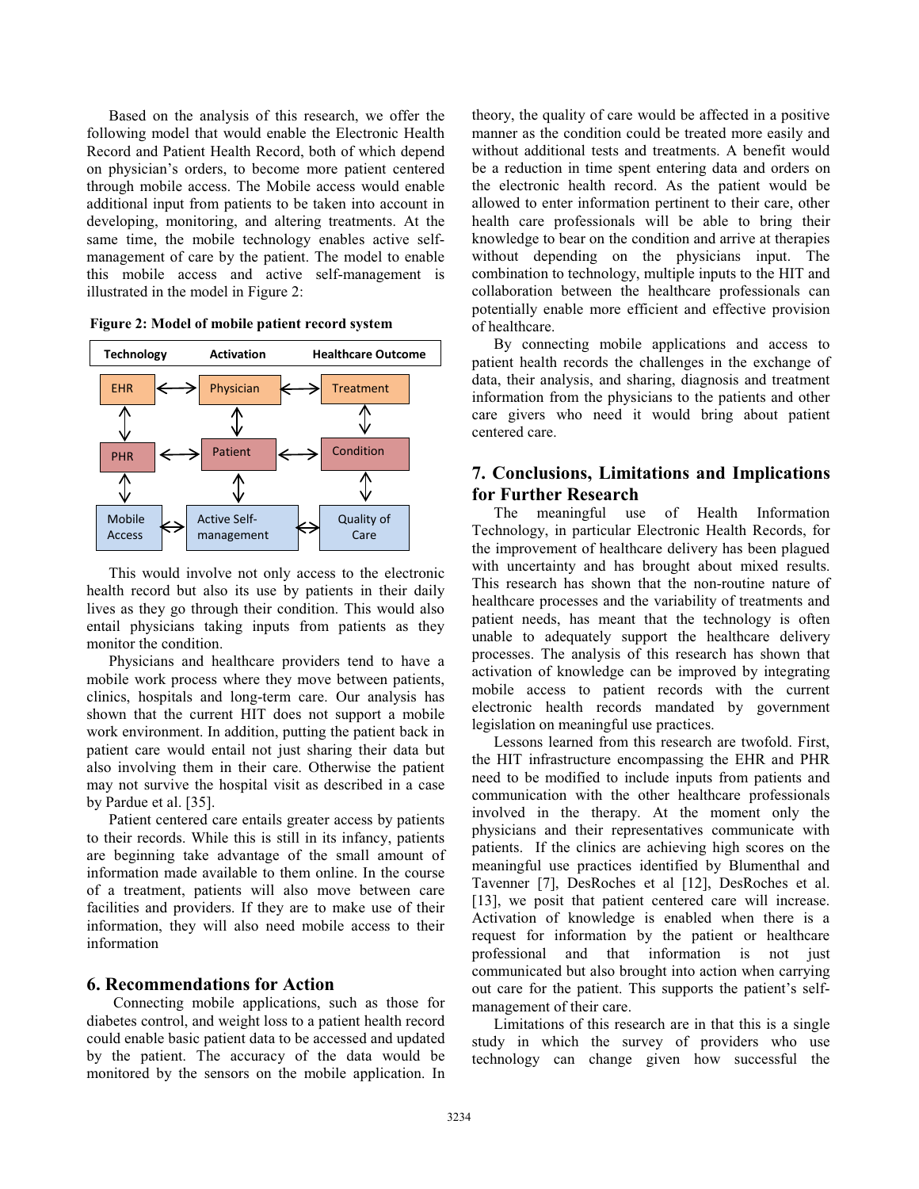Based on the analysis of this research, we offer the following model that would enable the Electronic Health Record and Patient Health Record, both of which depend on physician's orders, to become more patient centered through mobile access. The Mobile access would enable additional input from patients to be taken into account in developing, monitoring, and altering treatments. At the same time, the mobile technology enables active self-management of care by the patient. The model to enable this mobile access and active self-management is illustrated in the model in Figure 2:

**Figure 2: Model of mobile patient record system**

Technology
Activation
Healthcare Outcome
EHR
Physician
Treatment
PHR
Patient
Condition
Mobile Access
Active Self-management
Quality of Care

This would involve not only access to the electronic health record but also its use by patients in their daily lives as they go through their condition. This would also entail physicians taking inputs from patients as they monitor the condition.

Physicians and healthcare providers tend to have a mobile work process where they move between patients, clinics, hospitals and long-term care. Our analysis has shown that the current HIT does not support a mobile work environment. In addition, putting the patient back in patient care would entail not just sharing their data but also involving them in their care. Otherwise the patient may not survive the hospital visit as described in a case by Pardue et al. [35].

Patient centered care entails greater access by patients to their records. While this is still in its infancy, patients are beginning take advantage of the small amount of information made available to them online. In the course of a treatment, patients will also move between care facilities and providers. If they are to make use of their information, they will also need mobile access to their information

## 6. Recommendations for Action

Connecting mobile applications, such as those for diabetes control, and weight loss to a patient health record could enable basic patient data to be accessed and updated by the patient. The accuracy of the data would be monitored by the sensors on the mobile application. In theory, the quality of care would be affected in a positive manner as the condition could be treated more easily and without additional tests and treatments. A benefit would be a reduction in time spent entering data and orders on the electronic health record. As the patient would be allowed to enter information pertinent to their care, other health care professionals will be able to bring their knowledge to bear on the condition and arrive at therapies without depending on the physicians input. The combination to technology, multiple inputs to the HIT and collaboration between the healthcare professionals can potentially enable more efficient and effective provision of healthcare.

By connecting mobile applications and access to patient health records the challenges in the exchange of data, their analysis, and sharing, diagnosis and treatment information from the physicians to the patients and other care givers who need it would bring about patient centered care.

## 7. Conclusions, Limitations and Implications for Further Research

The meaningful use of Health Information Technology, in particular Electronic Health Records, for the improvement of healthcare delivery has been plagued with uncertainty and has brought about mixed results. This research has shown that the non-routine nature of healthcare processes and the variability of treatments and patient needs, has meant that the technology is often unable to adequately support the healthcare delivery processes. The analysis of this research has shown that activation of knowledge can be improved by integrating mobile access to patient records with the current electronic health records mandated by government legislation on meaningful use practices.

Lessons learned from this research are twofold. First, the HIT infrastructure encompassing the EHR and PHR need to be modified to include inputs from patients and communication with the other healthcare professionals involved in the therapy. At the moment only the physicians and their representatives communicate with patients. If the clinics are achieving high scores on the meaningful use practices identified by Blumenthal and Tavenner [7], DesRoches et al [12], DesRoches et al. [13], we posit that patient centered care will increase. Activation of knowledge is enabled when there is a request for information by the patient or healthcare professional and that information is not just communicated but also brought into action when carrying out care for the patient. This supports the patient's self-management of their care.

Limitations of this research are in that this is a single study in which the survey of providers who use technology can change given how successful the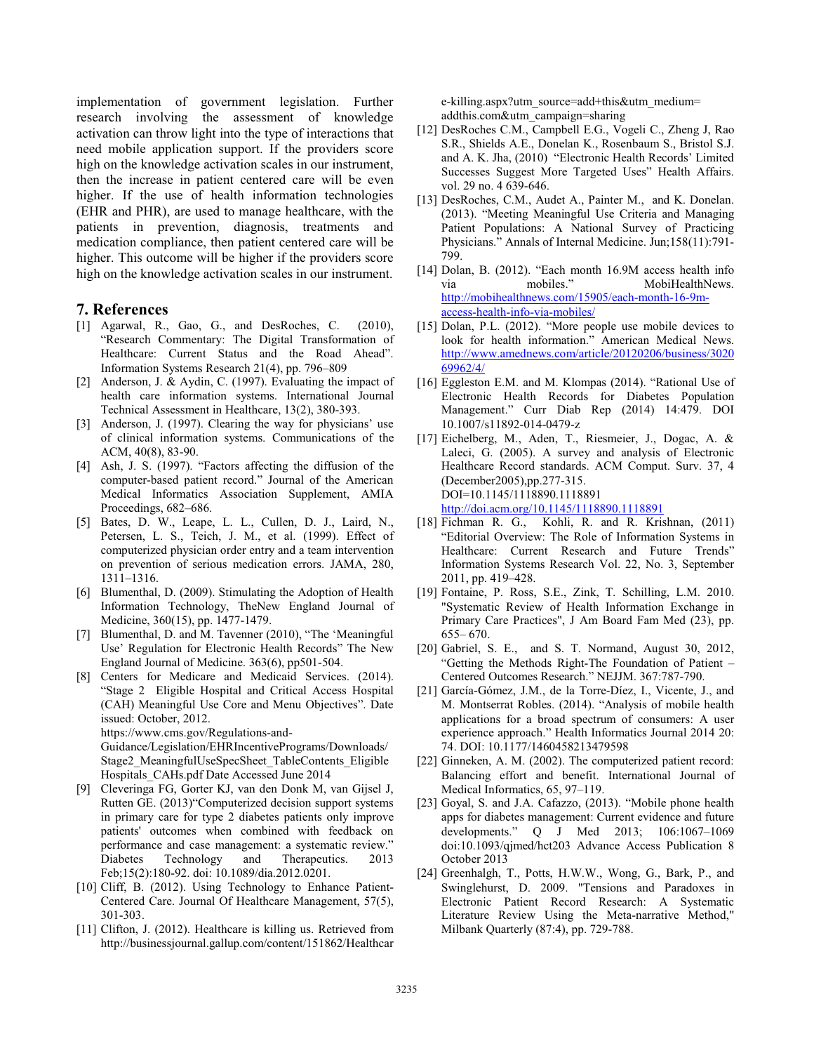implementation of government legislation. Further research involving the assessment of knowledge activation can throw light into the type of interactions that need mobile application support. If the providers score high on the knowledge activation scales in our instrument, then the increase in patient centered care will be even higher. If the use of health information technologies (EHR and PHR), are used to manage healthcare, with the patients in prevention, diagnosis, treatments and medication compliance, then patient centered care will be higher. This outcome will be higher if the providers score high on the knowledge activation scales in our instrument.

## 7. References

[1] Agarwal, R., Gao, G., and DesRoches, C. (2010), "Research Commentary: The Digital Transformation of Healthcare: Current Status and the Road Ahead". Information Systems Research 21(4), pp. 796–809

[2] Anderson, J. & Aydin, C. (1997). Evaluating the impact of health care information systems. International Journal Technical Assessment in Healthcare, 13(2), 380-393.

[3] Anderson, J. (1997). Clearing the way for physicians' use of clinical information systems. Communications of the ACM, 40(8), 83-90.

[4] Ash, J. S. (1997). "Factors affecting the diffusion of the computer-based patient record." Journal of the American Medical Informatics Association Supplement, AMIA Proceedings, 682–686.

[5] Bates, D. W., Leape, L. L., Cullen, D. J., Laird, N., Petersen, L. S., Teich, J. M., et al. (1999). Effect of computerized physician order entry and a team intervention on prevention of serious medication errors. JAMA, 280, 1311–1316.

[6] Blumenthal, D. (2009). Stimulating the Adoption of Health Information Technology, TheNew England Journal of Medicine, 360(15), pp. 1477-1479.

[7] Blumenthal, D. and M. Tavenner (2010), "The 'Meaningful Use' Regulation for Electronic Health Records" The New England Journal of Medicine. 363(6), pp501-504.

[8] Centers for Medicare and Medicaid Services. (2014). "Stage 2 Eligible Hospital and Critical Access Hospital (CAH) Meaningful Use Core and Menu Objectives". Date issued: October, 2012. https://www.cms.gov/Regulations-and-Guidance/Legislation/EHRIncentivePrograms/Downloads/Stage2_MeaningfulUseSpecSheet_TableContents_EligibleHospitals_CAHs.pdf Date Accessed June 2014

[9] Cleveringa FG, Gorter KJ, van den Donk M, van Gijsel J, Rutten GE. (2013)"Computerized decision support systems in primary care for type 2 diabetes patients only improve patients' outcomes when combined with feedback on performance and case management: a systematic review." Diabetes Technology and Therapeutics. 2013 Feb;15(2):180-92. doi: 10.1089/dia.2012.0201.

[10] Cliff, B. (2012). Using Technology to Enhance Patient-Centered Care. Journal Of Healthcare Management, 57(5), 301-303.

[11] Clifton, J. (2012). Healthcare is killing us. Retrieved from http://businessjournal.gallup.com/content/151862/Healthcare-killing.aspx?utm_source=add+this&utm_medium=addthis.com&utm_campaign=sharing

[12] DesRoches C.M., Campbell E.G., Vogeli C., Zheng J, Rao S.R., Shields A.E., Donelan K., Rosenbaum S., Bristol S.J. and A. K. Jha, (2010) "Electronic Health Records' Limited Successes Suggest More Targeted Uses" Health Affairs. vol. 29 no. 4 639-646.

[13] DesRoches, C.M., Audet A., Painter M., and K. Donelan. (2013). "Meeting Meaningful Use Criteria and Managing Patient Populations: A National Survey of Practicing Physicians." Annals of Internal Medicine. Jun;158(11):791-799.

[14] Dolan, B. (2012). "Each month 16.9M access health info via mobiles." MobiHealthNews. http://mobihealthnews.com/15905/each-month-16-9m-access-health-info-via-mobiles/

[15] Dolan, P.L. (2012). "More people use mobile devices to look for health information." American Medical News. http://www.amednews.com/article/20120206/business/302069962/4/

[16] Eggleston E.M. and M. Klompas (2014). "Rational Use of Electronic Health Records for Diabetes Population Management." Curr Diab Rep (2014) 14:479. DOI 10.1007/s11892-014-0479-z

[17] Eichelberg, M., Aden, T., Riesmeier, J., Dogac, A. & Laleci, G. (2005). A survey and analysis of Electronic Healthcare Record standards. ACM Comput. Surv. 37, 4 (December2005),pp.277-315. DOI=10.1145/1118890.1118891 http://doi.acm.org/10.1145/1118890.1118891

[18] Fichman R. G., Kohli, R. and R. Krishnan, (2011) "Editorial Overview: The Role of Information Systems in Healthcare: Current Research and Future Trends" Information Systems Research Vol. 22, No. 3, September 2011, pp. 419–428.

[19] Fontaine, P. Ross, S.E., Zink, T. Schilling, L.M. 2010. "Systematic Review of Health Information Exchange in Primary Care Practices", J Am Board Fam Med (23), pp. 655– 670.

[20] Gabriel, S. E., and S. T. Normand, August 30, 2012, "Getting the Methods Right-The Foundation of Patient – Centered Outcomes Research." NEJJM. 367:787-790.

[21] García-Gómez, J.M., de la Torre-Díez, I., Vicente, J., and M. Montserrat Robles. (2014). "Analysis of mobile health applications for a broad spectrum of consumers: A user experience approach." Health Informatics Journal 2014 20: 74. DOI: 10.1177/1460458213479598

[22] Ginneken, A. M. (2002). The computerized patient record: Balancing effort and benefit. International Journal of Medical Informatics, 65, 97–119.

[23] Goyal, S. and J.A. Cafazzo, (2013). "Mobile phone health apps for diabetes management: Current evidence and future developments." Q J Med 2013; 106:1067–1069 doi:10.1093/qjmed/hct203 Advance Access Publication 8 October 2013

[24] Greenhalgh, T., Potts, H.W.W., Wong, G., Bark, P., and Swinglehurst, D. 2009. "Tensions and Paradoxes in Electronic Patient Record Research: A Systematic Literature Review Using the Meta-narrative Method," Milbank Quarterly (87:4), pp. 729-788.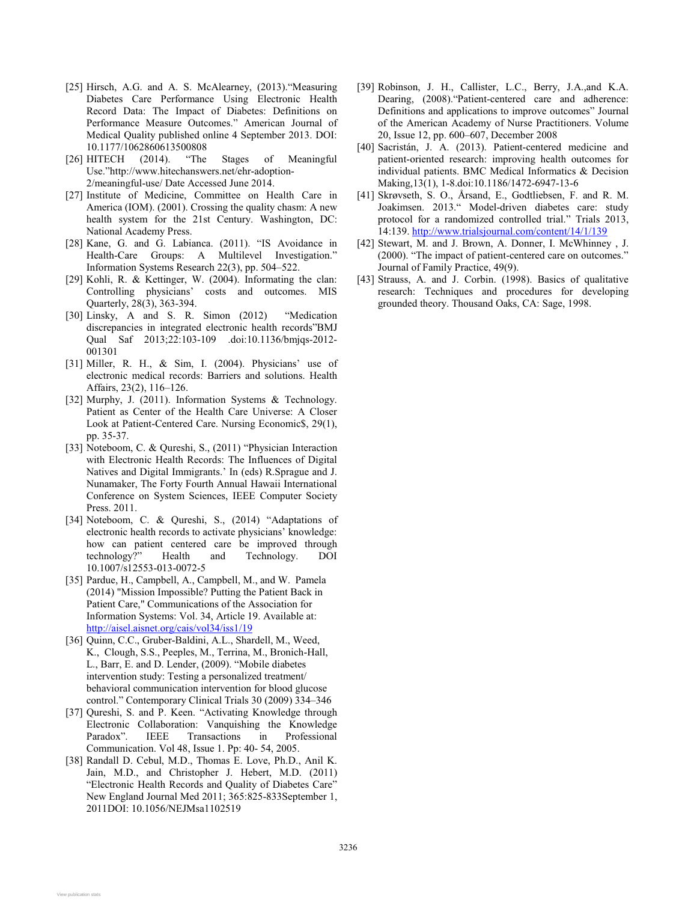[25] Hirsch, A.G. and A. S. McAlearney, (2013)."Measuring Diabetes Care Performance Using Electronic Health Record Data: The Impact of Diabetes: Definitions on Performance Measure Outcomes." American Journal of Medical Quality published online 4 September 2013. DOI: 10.1177/1062860613500808

[26] HITECH (2014). "The Stages of Meaningful Use."http://www.hitechanswers.net/ehr-adoption-2/meaningful-use/ Date Accessed June 2014.

[27] Institute of Medicine, Committee on Health Care in America (IOM). (2001). Crossing the quality chasm: A new health system for the 21st Century. Washington, DC: National Academy Press.

[28] Kane, G. and G. Labianca. (2011). "IS Avoidance in Health-Care Groups: A Multilevel Investigation." Information Systems Research 22(3), pp. 504–522.

[29] Kohli, R. & Kettinger, W. (2004). Informating the clan: Controlling physicians' costs and outcomes. MIS Quarterly, 28(3), 363-394.

[30] Linsky, A and S. R. Simon (2012) "Medication discrepancies in integrated electronic health records"BMJ Qual Saf 2013;22:103-109 .doi:10.1136/bmjqs-2012-001301

[31] Miller, R. H., & Sim, I. (2004). Physicians' use of electronic medical records: Barriers and solutions. Health Affairs, 23(2), 116–126.

[32] Murphy, J. (2011). Information Systems & Technology. Patient as Center of the Health Care Universe: A Closer Look at Patient-Centered Care. Nursing Economic$, 29(1), pp. 35-37.

[33] Noteboom, C. & Qureshi, S., (2011) "Physician Interaction with Electronic Health Records: The Influences of Digital Natives and Digital Immigrants.' In (eds) R.Sprague and J. Nunamaker, The Forty Fourth Annual Hawaii International Conference on System Sciences, IEEE Computer Society Press. 2011.

[34] Noteboom, C. & Qureshi, S., (2014) "Adaptations of electronic health records to activate physicians' knowledge: how can patient centered care be improved through technology?" Health and Technology. DOI 10.1007/s12553-013-0072-5

[35] Pardue, H., Campbell, A., Campbell, M., and W. Pamela (2014) "Mission Impossible? Putting the Patient Back in Patient Care," Communications of the Association for Information Systems: Vol. 34, Article 19. Available at: http://aisel.aisnet.org/cais/vol34/iss1/19

[36] Quinn, C.C., Gruber-Baldini, A.L., Shardell, M., Weed, K., Clough, S.S., Peeples, M., Terrina, M., Bronich-Hall, L., Barr, E. and D. Lender, (2009). "Mobile diabetes intervention study: Testing a personalized treatment/ behavioral communication intervention for blood glucose control." Contemporary Clinical Trials 30 (2009) 334–346

[37] Qureshi, S. and P. Keen. "Activating Knowledge through Electronic Collaboration: Vanquishing the Knowledge Paradox". IEEE Transactions in Professional Communication. Vol 48, Issue 1. Pp: 40- 54, 2005.

[38] Randall D. Cebul, M.D., Thomas E. Love, Ph.D., Anil K. Jain, M.D., and Christopher J. Hebert, M.D. (2011) "Electronic Health Records and Quality of Diabetes Care" New England Journal Med 2011; 365:825-833September 1, 2011DOI: 10.1056/NEJMsa1102519

[39] Robinson, J. H., Callister, L.C., Berry, J.A.,and K.A. Dearing, (2008)."Patient-centered care and adherence: Definitions and applications to improve outcomes" Journal of the American Academy of Nurse Practitioners. Volume 20, Issue 12, pp. 600–607, December 2008

[40] Sacristán, J. A. (2013). Patient-centered medicine and patient-oriented research: improving health outcomes for individual patients. BMC Medical Informatics & Decision Making,13(1), 1-8.doi:10.1186/1472-6947-13-6

[41] Skrøvseth, S. O., Årsand, E., Godtliebsen, F. and R. M. Joakimsen. 2013." Model-driven diabetes care: study protocol for a randomized controlled trial." Trials 2013, 14:139. http://www.trialsjournal.com/content/14/1/139

[42] Stewart, M. and J. Brown, A. Donner, I. McWhinney , J. (2000). "The impact of patient-centered care on outcomes." Journal of Family Practice, 49(9).

[43] Strauss, A. and J. Corbin. (1998). Basics of qualitative research: Techniques and procedures for developing grounded theory. Thousand Oaks, CA: Sage, 1998.